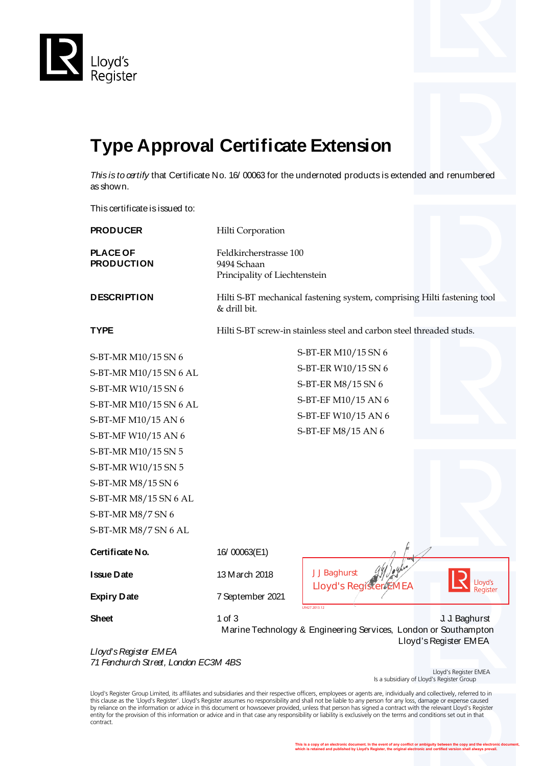Lloyd's Register

# Type Approval Certificate Extension

*This is to certify* that Certificate No. 16/00063 for the undernoted products is extended and renumbered as shown.

This certificate is issued to:

**PRODUCER**
Hilti Corporation

**PLACE OF PRODUCTION**
Feldkircherstrasse 100
9494 Schaan
Principality of Liechtenstein

**DESCRIPTION**
Hilti S-BT mechanical fastening system, comprising Hilti fastening tool & drill bit.

**TYPE**
Hilti S-BT screw-in stainless steel and carbon steel threaded studs.

S-BT-MR M10/15 SN 6
S-BT-MR M10/15 SN 6 AL
S-BT-MR W10/15 SN 6
S-BT-MR M10/15 SN 6 AL
S-BT-MF M10/15 AN 6
S-BT-MF W10/15 AN 6
S-BT-MR M10/15 SN 5
S-BT-MR W10/15 SN 5
S-BT-MR M8/15 SN 6
S-BT-MR M8/15 SN 6 AL
S-BT-MR M8/7 SN 6
S-BT-MR M8/7 SN 6 AL

S-BT-ER M10/15 SN 6
S-BT-ER W10/15 SN 6
S-BT-ER M8/15 SN 6
S-BT-EF M10/15 AN 6
S-BT-EF W10/15 AN 6
S-BT-EF M8/15 AN 6

**Certificate No.** 16/00063(E1)

**Issue Date** 13 March 2018

**Expiry Date** 7 September 2021

**Sheet** 1 of 3

J J Baghurst
Lloyd's Register EMEA

J. J. Baghurst
Marine Technology & Engineering Services, London or Southampton
Lloyd's Register EMEA

*Lloyd's Register EMEA*
*71 Fenchurch Street, London EC3M 4BS*

Lloyd's Register EMEA
Is a subsidiary of Lloyd's Register Group

Lloyd's Register Group Limited, its affiliates and subsidiaries and their respective officers, employees or agents are, individually and collectively, referred to in this clause as the 'Lloyd's Register'. Lloyd's Register assumes no responsibility and shall not be liable to any person for any loss, damage or expense caused by reliance on the information or advice in this document or howsoever provided, unless that person has signed a contract with the relevant Lloyd's Register entity for the provision of this information or advice and in that case any responsibility or liability is exclusively on the terms and conditions set out in that contract.

This is a copy of an electronic document. In the event of any conflict or ambiguity between the copy and the electronic document, which is retained and published by Lloyd's Register, the original electronic and certified version shall always prevail.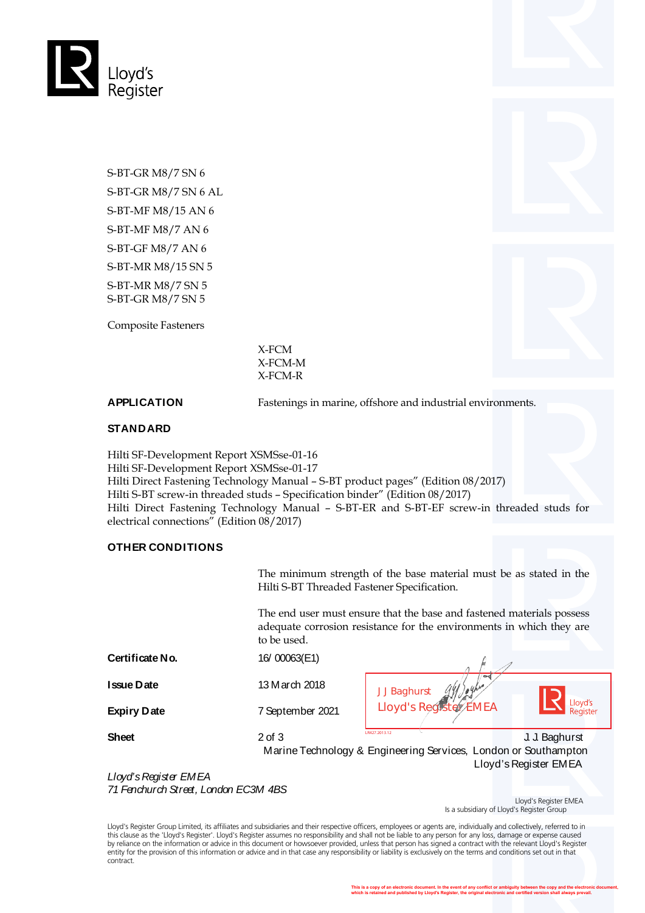S-BT-GR M8/7 SN 6

S-BT-GR M8/7 SN 6 AL

S-BT-MF M8/15 AN 6

S-BT-MF M8/7 AN 6

S-BT-GF M8/7 AN 6

S-BT-MR M8/15 SN 5

S-BT-MR M8/7 SN 5
S-BT-GR M8/7 SN 5

Composite Fasteners

X-FCM
X-FCM-M
X-FCM-R

**APPLICATION** Fastenings in marine, offshore and industrial environments.

**STANDARD**

Hilti SF-Development Report XSMSse-01-16
Hilti SF-Development Report XSMSse-01-17
Hilti Direct Fastening Technology Manual – S-BT product pages" (Edition 08/2017)
Hilti S-BT screw-in threaded studs – Specification binder" (Edition 08/2017)
Hilti Direct Fastening Technology Manual – S-BT-ER and S-BT-EF screw-in threaded studs for electrical connections" (Edition 08/2017)

**OTHER CONDITIONS**

The minimum strength of the base material must be as stated in the Hilti S-BT Threaded Fastener Specification.

The end user must ensure that the base and fastened materials possess adequate corrosion resistance for the environments in which they are to be used.

**Certificate No.** 16/00063(E1)

**Issue Date** 13 March 2018

**Expiry Date** 7 September 2021

**Sheet** 2 of 3

J J Baghurst
Lloyd's Register EMEA

J. J. Baghurst
Marine Technology & Engineering Services, London or Southampton
Lloyd's Register EMEA

*Lloyd's Register EMEA*
*71 Fenchurch Street, London EC3M 4BS*

Lloyd's Register EMEA
Is a subsidiary of Lloyd's Register Group

Lloyd's Register Group Limited, its affiliates and subsidiaries and their respective officers, employees or agents are, individually and collectively, referred to in this clause as the 'Lloyd's Register'. Lloyd's Register assumes no responsibility and shall not be liable to any person for any loss, damage or expense caused by reliance on the information or advice in this document or howsoever provided, unless that person has signed a contract with the relevant Lloyd's Register entity for the provision of this information or advice and in that case any responsibility or liability is exclusively on the terms and conditions set out in that contract.

This is a copy of an electronic document. In the event of any conflict or ambiguity between the copy and the electronic document, which is retained and published by Lloyd's Register, the original electronic and certified version shall always prevail.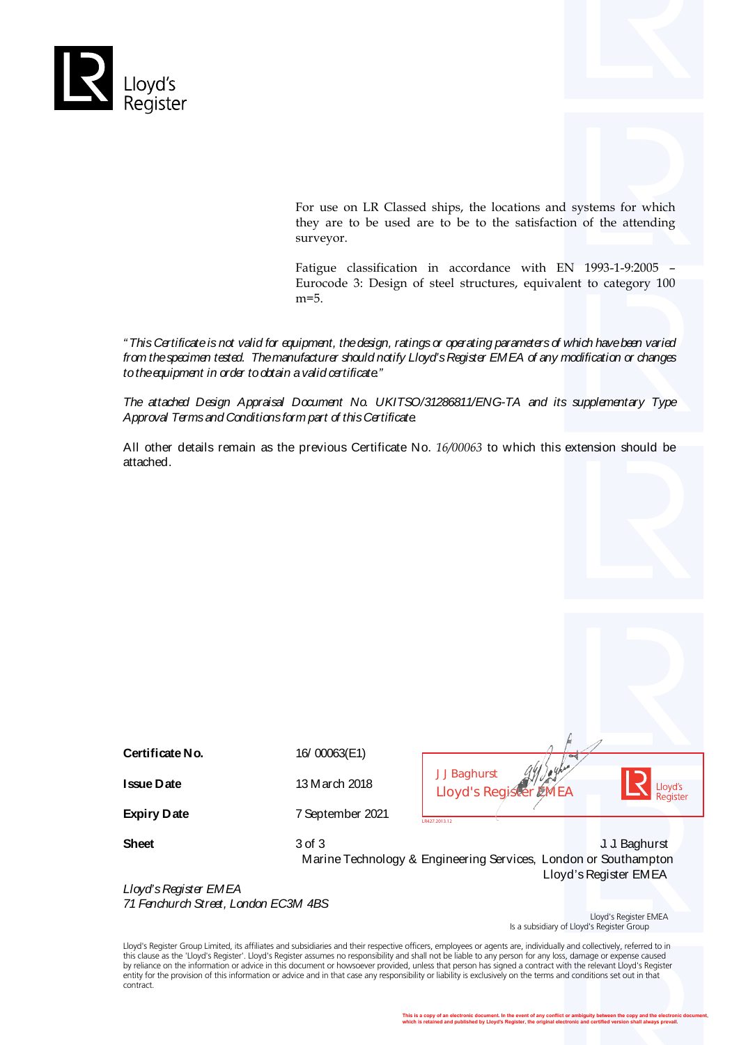For use on LR Classed ships, the locations and systems for which they are to be used are to be to the satisfaction of the attending surveyor.

Fatigue classification in accordance with EN 1993-1-9:2005 – Eurocode 3: Design of steel structures, equivalent to category 100 m=5.

*"This Certificate is not valid for equipment, the design, ratings or operating parameters of which have been varied from the specimen tested. The manufacturer should notify Lloyd's Register EMEA of any modification or changes to the equipment in order to obtain a valid certificate."*

*The attached Design Appraisal Document No. UKITSO/31286811/ENG-TA and its supplementary Type Approval Terms and Conditions form part of this Certificate.*

All other details remain as the previous Certificate No. *16/00063* to which this extension should be attached.

| | |
|---|---|
| **Certificate No.** | 16/00063(E1) |
| **Issue Date** | 13 March 2018 |
| **Expiry Date** | 7 September 2021 |
| **Sheet** | 3 of 3 |

J J Baghurst
Lloyd's Register EMEA

J. J. Baghurst
Marine Technology & Engineering Services, London or Southampton
Lloyd's Register EMEA

*Lloyd's Register EMEA*
*71 Fenchurch Street, London EC3M 4BS*

Lloyd's Register EMEA
Is a subsidiary of Lloyd's Register Group

Lloyd's Register Group Limited, its affiliates and subsidiaries and their respective officers, employees or agents are, individually and collectively, referred to in this clause as the 'Lloyd's Register'. Lloyd's Register assumes no responsibility and shall not be liable to any person for any loss, damage or expense caused by reliance on the information or advice in this document or howsoever provided, unless that person has signed a contract with the relevant Lloyd's Register entity for the provision of this information or advice and in that case any responsibility or liability is exclusively on the terms and conditions set out in that contract.

This is a copy of an electronic document. In the event of any conflict or ambiguity between the copy and the electronic document, which is retained and published by Lloyd's Register, the original electronic and certified version shall always prevail.